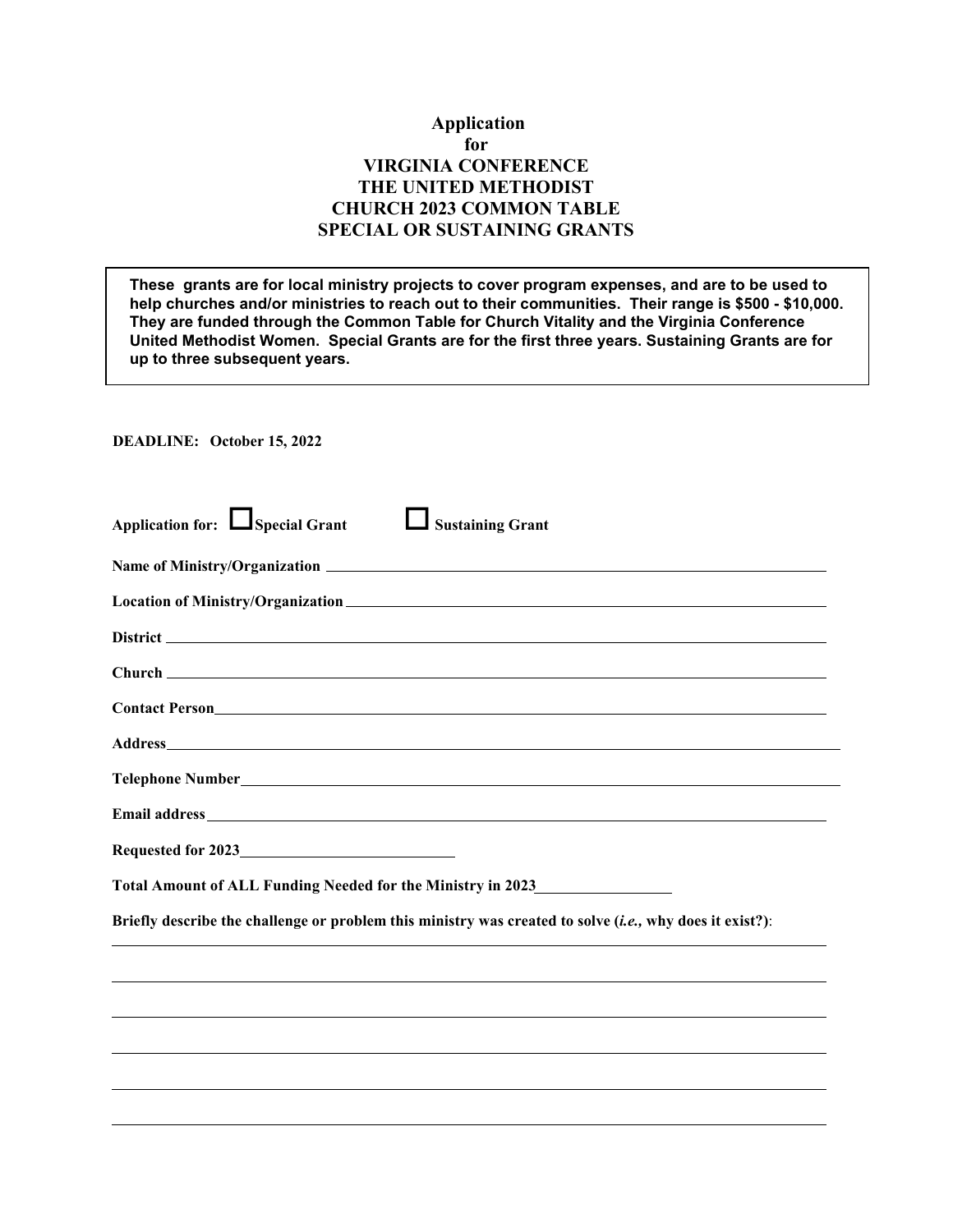# Application
# for
# VIRGINIA CONFERENCE
# THE UNITED METHODIST
# CHURCH 2023 COMMON TABLE
# SPECIAL OR SUSTAINING GRANTS

**These grants are for local ministry projects to cover program expenses, and are to be used to help churches and/or ministries to reach out to their communities. Their range is $500 - $10,000. They are funded through the Common Table for Church Vitality and the Virginia Conference United Methodist Women. Special Grants are for the first three years. Sustaining Grants are for up to three subsequent years.**

**DEADLINE: October 15, 2022**

**Application for:** ☐ **Special Grant** ☐ **Sustaining Grant**

**Name of Ministry/Organization** ______________________________

**Location of Ministry/Organization** ______________________________

**District** ______________________________

**Church** ______________________________

**Contact Person** ______________________________

**Address** ______________________________

**Telephone Number** ______________________________

**Email address** ______________________________

**Requested for 2023** ______________________________

**Total Amount of ALL Funding Needed for the Ministry in 2023** ______________

**Briefly describe the challenge or problem this ministry was created to solve (*i.e.,* why does it exist?)**:

______________________________

______________________________

______________________________

______________________________

______________________________

______________________________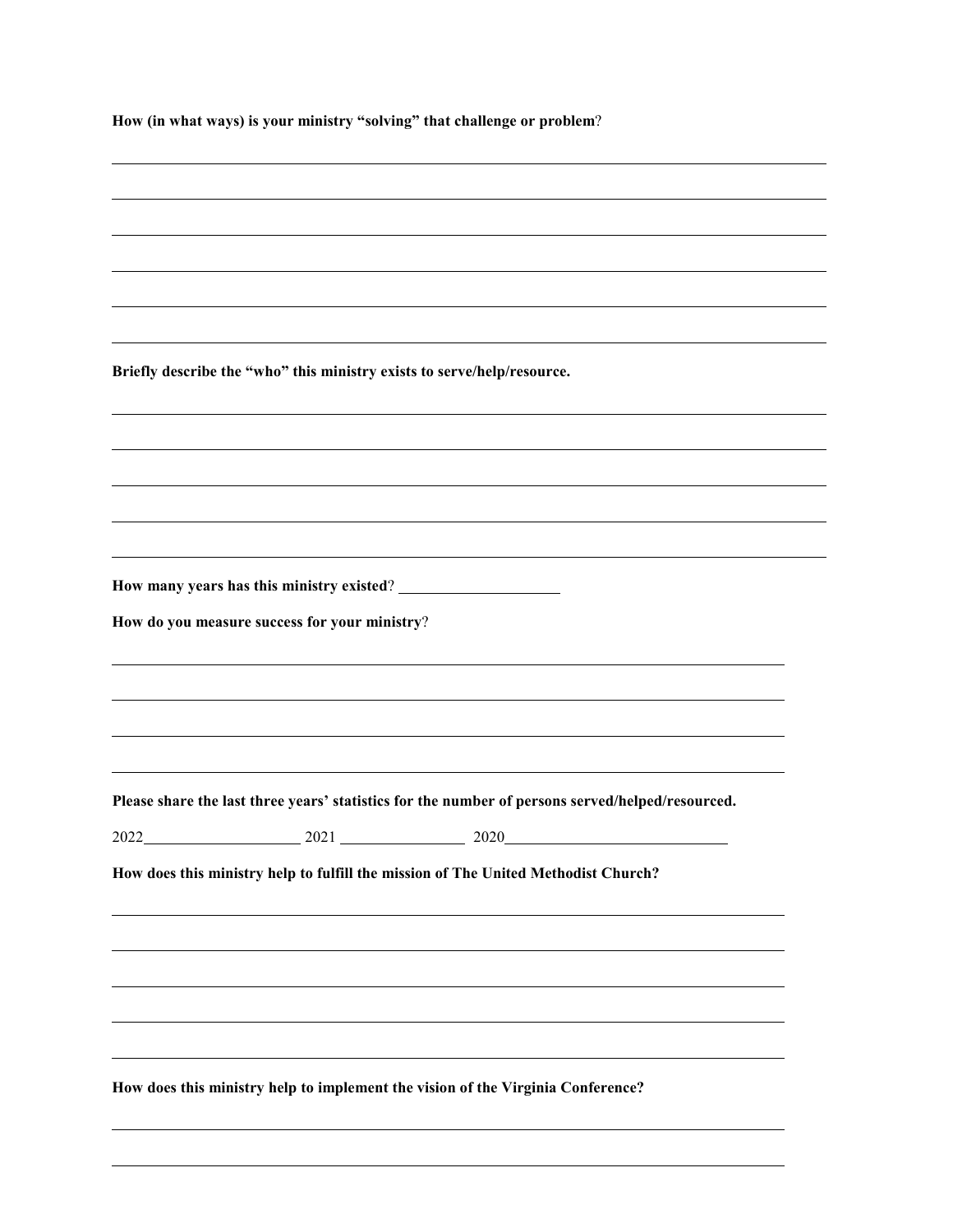**How (in what ways) is your ministry "solving" that challenge or problem**?

______________________________________________________________________

______________________________________________________________________

______________________________________________________________________

______________________________________________________________________

______________________________________________________________________

______________________________________________________________________

**Briefly describe the "who" this ministry exists to serve/help/resource.**

______________________________________________________________________

______________________________________________________________________

______________________________________________________________________

______________________________________________________________________

______________________________________________________________________

**How many years has this ministry existed**? ____________________

**How do you measure success for your ministry**?

______________________________________________________________________

______________________________________________________________________

______________________________________________________________________

______________________________________________________________________

**Please share the last three years' statistics for the number of persons served/helped/resourced.**

2022____________________ 2021 ________________ 2020____________________________

**How does this ministry help to fulfill the mission of The United Methodist Church?**

______________________________________________________________________

______________________________________________________________________

______________________________________________________________________

______________________________________________________________________

______________________________________________________________________

**How does this ministry help to implement the vision of the Virginia Conference?**

______________________________________________________________________

______________________________________________________________________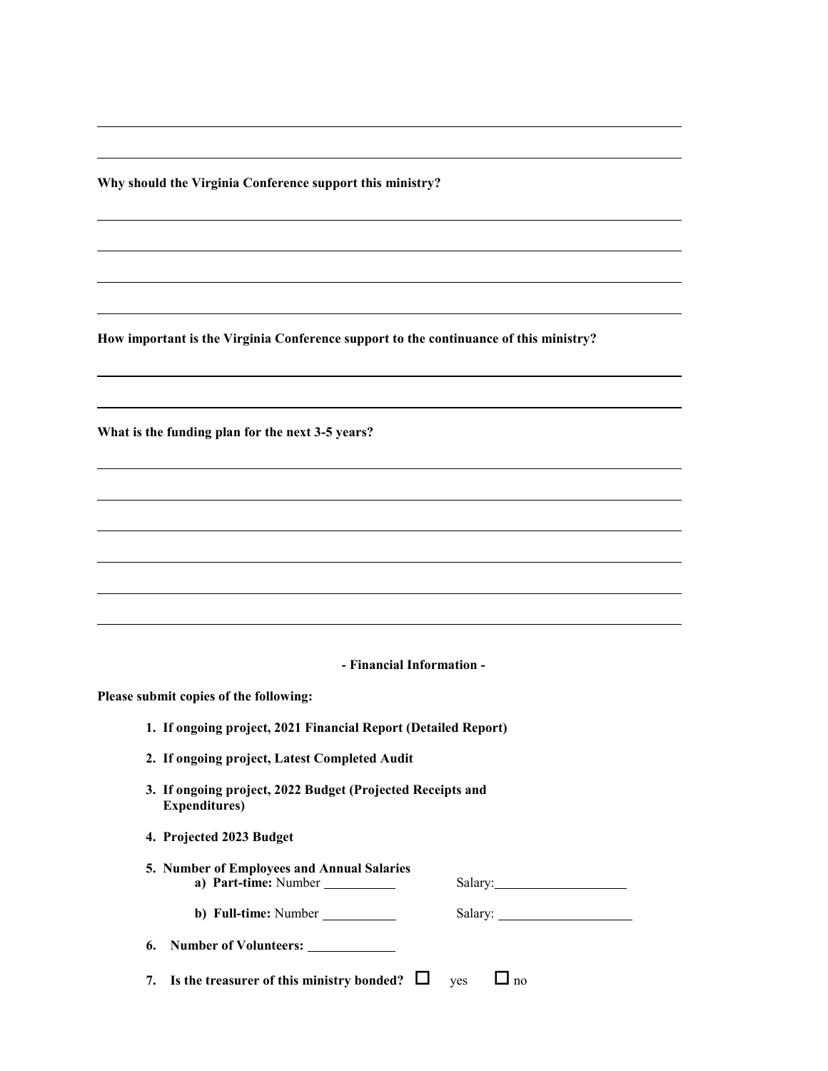**Why should the Virginia Conference support this ministry?**

**How important is the Virginia Conference support to the continuance of this ministry?**

**What is the funding plan for the next 3-5 years?**

**- Financial Information -**

**Please submit copies of the following:**

1. **If ongoing project, 2021 Financial Report (Detailed Report)**
2. **If ongoing project, Latest Completed Audit**
3. **If ongoing project, 2022 Budget (Projected Receipts and Expenditures)**
4. **Projected 2023 Budget**
5. **Number of Employees and Annual Salaries**
   a) **Part-time:** Number __________ Salary: __________
   b) **Full-time:** Number __________ Salary: __________
6. **Number of Volunteers:** __________
7. **Is the treasurer of this ministry bonded?** ☐ yes ☐ no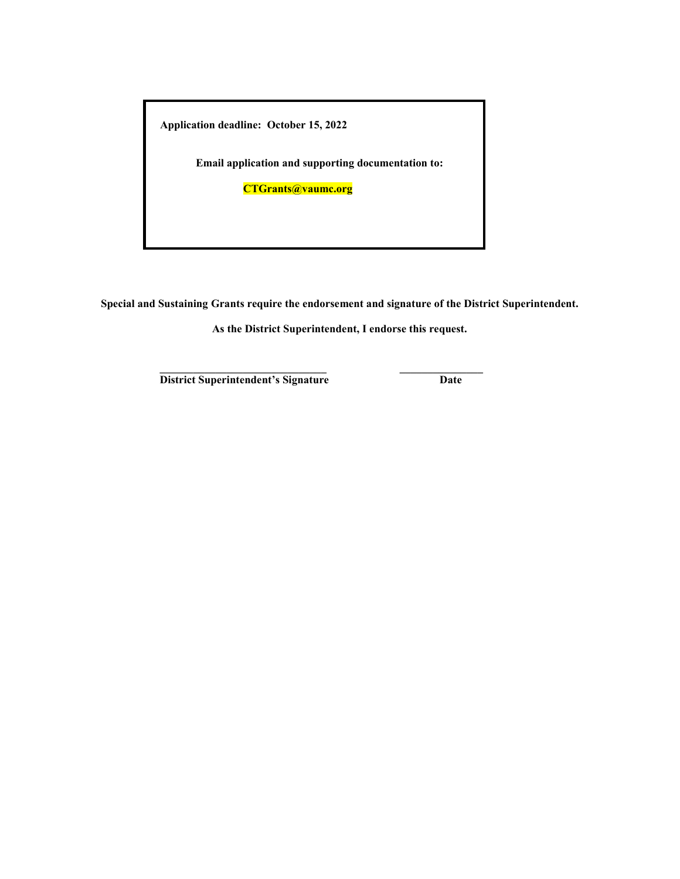**Application deadline: October 15, 2022**

**Email application and supporting documentation to:**

**CTGrants@vaumc.org**

**Special and Sustaining Grants require the endorsement and signature of the District Superintendent.**

**As the District Superintendent, I endorse this request.**

______________________________ ______________

**District Superintendent's Signature** **Date**